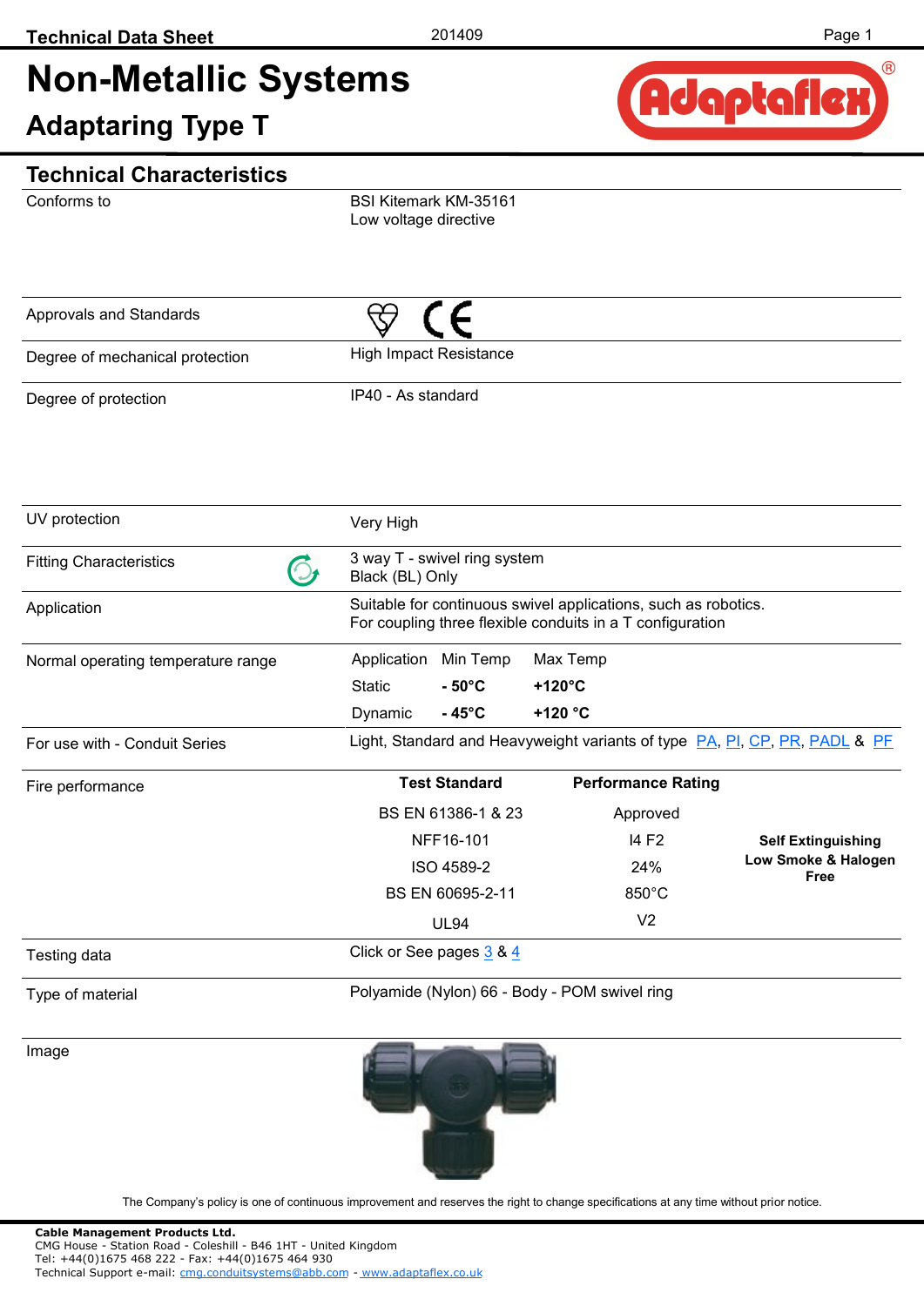# Non-Metallic Systems

## Adaptaring Type T

## Technical Characteristics

| | |
|---|---|
| Conforms to | BSI Kitemark KM-35161<br>Low voltage directive |
| Approvals and Standards | |
| Degree of mechanical protection | High Impact Resistance |
| Degree of protection | IP40 - As standard |
| UV protection | Very High |
| Fitting Characteristics | 3 way T - swivel ring system<br>Black (BL) Only |
| Application | Suitable for continuous swivel applications, such as robotics.<br>For coupling three flexible conduits in a T configuration |
| For use with - Conduit Series | Light, Standard and Heavyweight variants of type PA, PI, CP, PR, PADL & PF |
| Testing data | Click or See pages 3 & 4 |
| Type of material | Polyamide (Nylon) 66 - Body - POM swivel ring |
| Image | |

**Normal operating temperature range**

| Application | Min Temp | Max Temp |
|---|---|---|
| Static | **- 50°C** | **+120°C** |
| Dynamic | **- 45°C** | **+120 °C** |

**Fire performance**

| Test Standard | Performance Rating | |
|---|---|---|
| BS EN 61386-1 & 23 | Approved | |
| NFF16-101 | I4 F2 | **Self Extinguishing Low Smoke & Halogen Free** |
| ISO 4589-2 | 24% | |
| BS EN 60695-2-11 | 850°C | |
| UL94 | V2 | |

The Company's policy is one of continuous improvement and reserves the right to change specifications at any time without prior notice.

**Cable Management Products Ltd.**
CMG House - Station Road - Coleshill - B46 1HT - United Kingdom
Tel: +44(0)1675 468 222 - Fax: +44(0)1675 464 930
Technical Support e-mail: cmg.conduitsystems@abb.com - www.adaptaflex.co.uk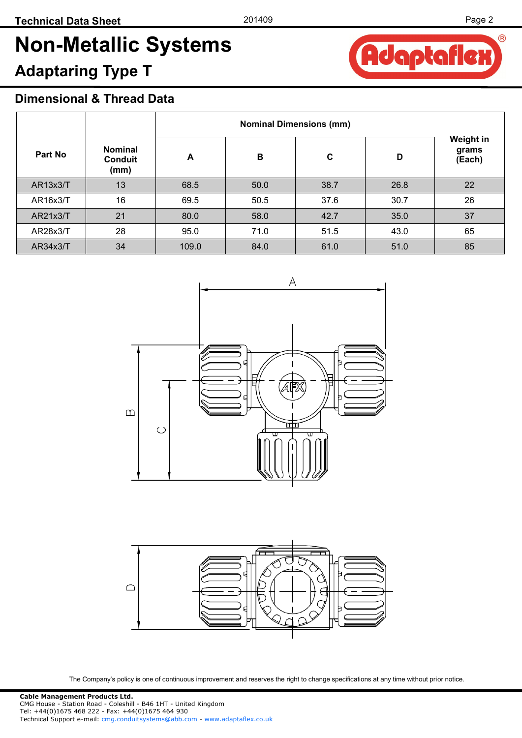# Non-Metallic Systems

## Adaptaring Type T

### Dimensional & Thread Data

| Part No | Nominal Conduit (mm) | Nominal Dimensions (mm) | | | | Weight in grams (Each) |
|---|---|---|---|---|---|---|
| | | A | B | C | D | |
| AR13x3/T | 13 | 68.5 | 50.0 | 38.7 | 26.8 | 22 |
| AR16x3/T | 16 | 69.5 | 50.5 | 37.6 | 30.7 | 26 |
| AR21x3/T | 21 | 80.0 | 58.0 | 42.7 | 35.0 | 37 |
| AR28x3/T | 28 | 95.0 | 71.0 | 51.5 | 43.0 | 65 |
| AR34x3/T | 34 | 109.0 | 84.0 | 61.0 | 51.0 | 85 |

The Company's policy is one of continuous improvement and reserves the right to change specifications at any time without prior notice.

**Cable Management Products Ltd.**
CMG House - Station Road - Coleshill - B46 1HT - United Kingdom
Tel: +44(0)1675 468 222 - Fax: +44(0)1675 464 930
Technical Support e-mail: cmg.conduitsystems@abb.com - www.adaptaflex.co.uk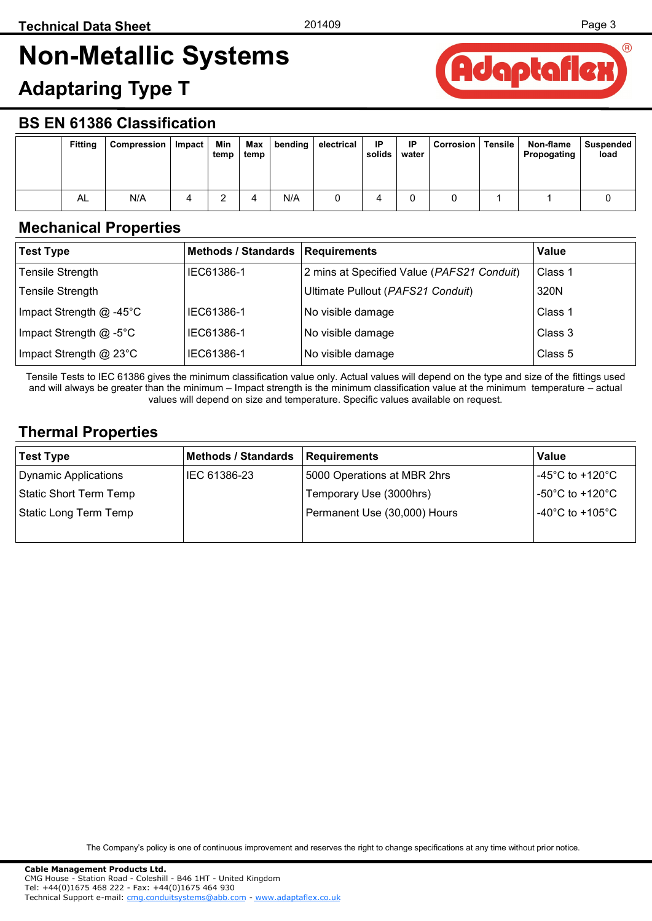# Non-Metallic Systems

## Adaptaring Type T

## BS EN 61386 Classification

| | Fitting | Compression | Impact | Min temp | Max temp | bending | electrical | IP solids | IP water | Corrosion | Tensile | Non-flame Propogating | Suspended load |
|---|---|---|---|---|---|---|---|---|---|---|---|---|---|
| | AL | N/A | 4 | 2 | 4 | N/A | 0 | 4 | 0 | 0 | 1 | 1 | 0 |

## Mechanical Properties

| Test Type | Methods / Standards | Requirements | Value |
|---|---|---|---|
| Tensile Strength | IEC61386-1 | 2 mins at Specified Value (*PAFS21 Conduit*) | Class 1 |
| Tensile Strength | | Ultimate Pullout (*PAFS21 Conduit*) | 320N |
| Impact Strength @ -45°C | IEC61386-1 | No visible damage | Class 1 |
| Impact Strength @ -5°C | IEC61386-1 | No visible damage | Class 3 |
| Impact Strength @ 23°C | IEC61386-1 | No visible damage | Class 5 |

Tensile Tests to IEC 61386 gives the minimum classification value only. Actual values will depend on the type and size of the fittings used and will always be greater than the minimum – Impact strength is the minimum classification value at the minimum temperature – actual values will depend on size and temperature. Specific values available on request.

## Thermal Properties

| Test Type | Methods / Standards | Requirements | Value |
|---|---|---|---|
| Dynamic Applications | IEC 61386-23 | 5000 Operations at MBR 2hrs | -45°C to +120°C |
| Static Short Term Temp | | Temporary Use (3000hrs) | -50°C to +120°C |
| Static Long Term Temp | | Permanent Use (30,000) Hours | -40°C to +105°C |

The Company's policy is one of continuous improvement and reserves the right to change specifications at any time without prior notice.

**Cable Management Products Ltd.**
CMG House - Station Road - Coleshill - B46 1HT - United Kingdom
Tel: +44(0)1675 468 222 - Fax: +44(0)1675 464 930
Technical Support e-mail: cmg.conduitsystems@abb.com - www.adaptaflex.co.uk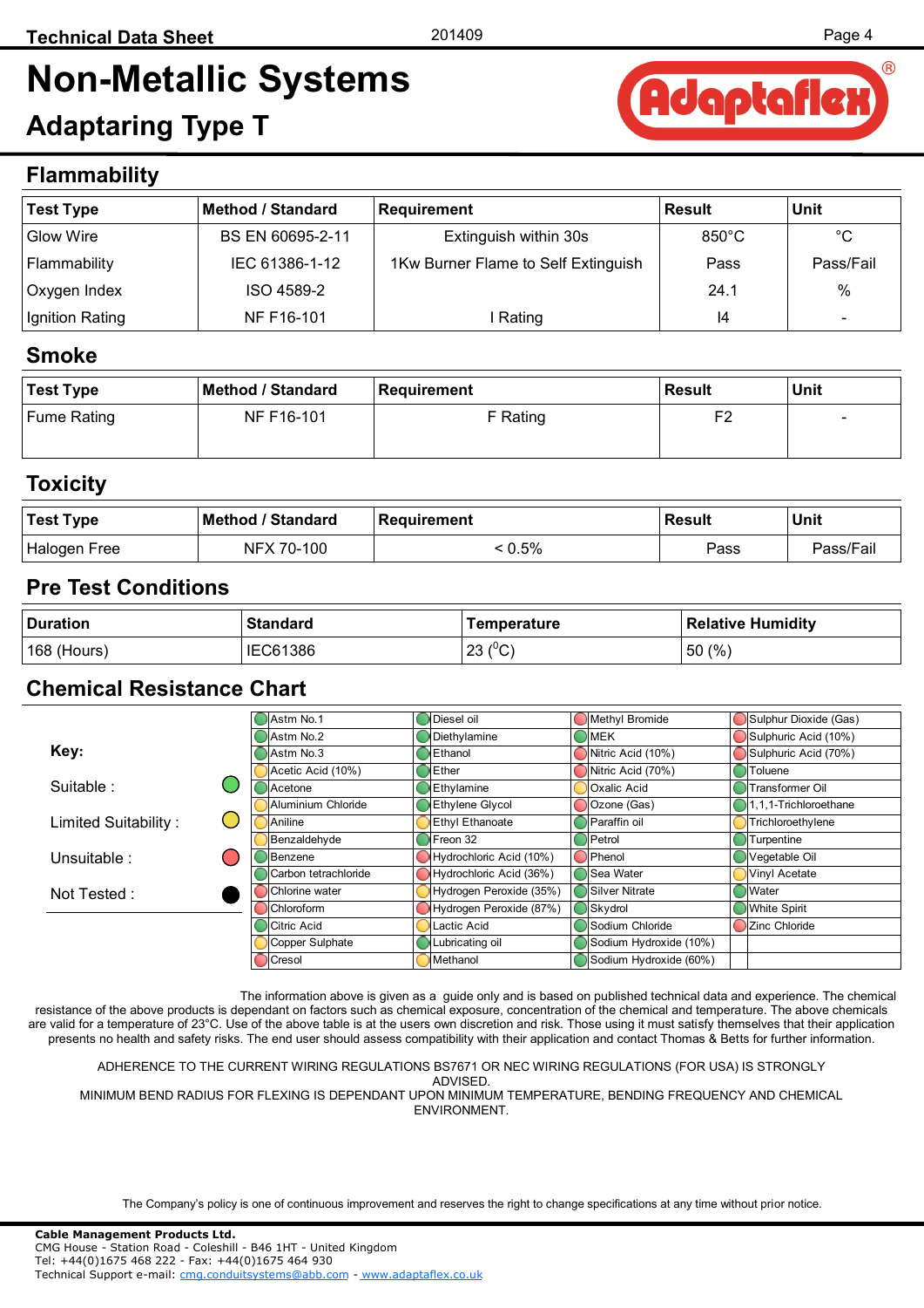# Non-Metallic Systems

## Adaptaring Type T

### Flammability

| Test Type | Method / Standard | Requirement | Result | Unit |
|---|---|---|---|---|
| Glow Wire | BS EN 60695-2-11 | Extinguish within 30s | 850°C | °C |
| Flammability | IEC 61386-1-12 | 1Kw Burner Flame to Self Extinguish | Pass | Pass/Fail |
| Oxygen Index | ISO 4589-2 | | 24.1 | % |
| Ignition Rating | NF F16-101 | I Rating | I4 | - |

### Smoke

| Test Type | Method / Standard | Requirement | Result | Unit |
|---|---|---|---|---|
| Fume Rating | NF F16-101 | F Rating | F2 | - |

### Toxicity

| Test Type | Method / Standard | Requirement | Result | Unit |
|---|---|---|---|---|
| Halogen Free | NFX 70-100 | < 0.5% | Pass | Pass/Fail |

### Pre Test Conditions

| Duration | Standard | Temperature | Relative Humidity |
|---|---|---|---|
| 168 (Hours) | IEC61386 | 23 ($^0$C) | 50 (%) |

### Chemical Resistance Chart

**Key:**

- Suitable : (green)
- Limited Suitability : (yellow)
- Unsuitable : (red)
- Not Tested : (black)

| | | | | | | | |
|---|---|---|---|---|---|---|---|
| Astm No.1 | Suitable | Diesel oil | Suitable | Methyl Bromide | Unsuitable | Sulphur Dioxide (Gas) | Unsuitable |
| Astm No.2 | Suitable | Diethylamine | Suitable | MEK | Suitable | Sulphuric Acid (10%) | Unsuitable |
| Astm No.3 | Suitable | Ethanol | Suitable | Nitric Acid (10%) | Unsuitable | Sulphuric Acid (70%) | Unsuitable |
| Acetic Acid (10%) | Limited Suitability | Ether | Suitable | Nitric Acid (70%) | Unsuitable | Toluene | Suitable |
| Acetone | Suitable | Ethylamine | Suitable | Oxalic Acid | Limited Suitability | Transformer Oil | Suitable |
| Aluminium Chloride | Suitable | Ethylene Glycol | Suitable | Ozone (Gas) | Unsuitable | 1,1,1-Trichloroethane | Suitable |
| Aniline | Limited Suitability | Ethyl Ethanoate | Limited Suitability | Paraffin oil | Suitable | Trichloroethylene | Limited Suitability |
| Benzaldehyde | Limited Suitability | Freon 32 | Suitable | Petrol | Suitable | Turpentine | Suitable |
| Benzene | Suitable | Hydrochloric Acid (10%) | Unsuitable | Phenol | Unsuitable | Vegetable Oil | Suitable |
| Carbon tetrachloride | Suitable | Hydrochloric Acid (36%) | Unsuitable | Sea Water | Suitable | Vinyl Acetate | Limited Suitability |
| Chlorine water | Unsuitable | Hydrogen Peroxide (35%) | Limited Suitability | Silver Nitrate | Suitable | Water | Suitable |
| Chloroform | Unsuitable | Hydrogen Peroxide (87%) | Unsuitable | Skydrol | Suitable | White Spirit | Suitable |
| Citric Acid | Suitable | Lactic Acid | Limited Suitability | Sodium Chloride | Suitable | Zinc Chloride | Unsuitable |
| Copper Sulphate | Limited Suitability | Lubricating oil | Suitable | Sodium Hydroxide (10%) | Suitable | | |
| Cresol | Unsuitable | Methanol | Limited Suitability | Sodium Hydroxide (60%) | Suitable | | |

The information above is given as a guide only and is based on published technical data and experience. The chemical resistance of the above products is dependant on factors such as chemical exposure, concentration of the chemical and temperature. The above chemicals are valid for a temperature of 23°C. Use of the above table is at the users own discretion and risk. Those using it must satisfy themselves that their application presents no health and safety risks. The end user should assess compatibility with their application and contact Thomas & Betts for further information.

ADHERENCE TO THE CURRENT WIRING REGULATIONS BS7671 OR NEC WIRING REGULATIONS (FOR USA) IS STRONGLY ADVISED.
MINIMUM BEND RADIUS FOR FLEXING IS DEPENDANT UPON MINIMUM TEMPERATURE, BENDING FREQUENCY AND CHEMICAL ENVIRONMENT.

The Company's policy is one of continuous improvement and reserves the right to change specifications at any time without prior notice.

**Cable Management Products Ltd.**
CMG House - Station Road - Coleshill - B46 1HT - United Kingdom
Tel: +44(0)1675 468 222 - Fax: +44(0)1675 464 930
Technical Support e-mail: cmg.conduitsystems@abb.com - www.adaptaflex.co.uk